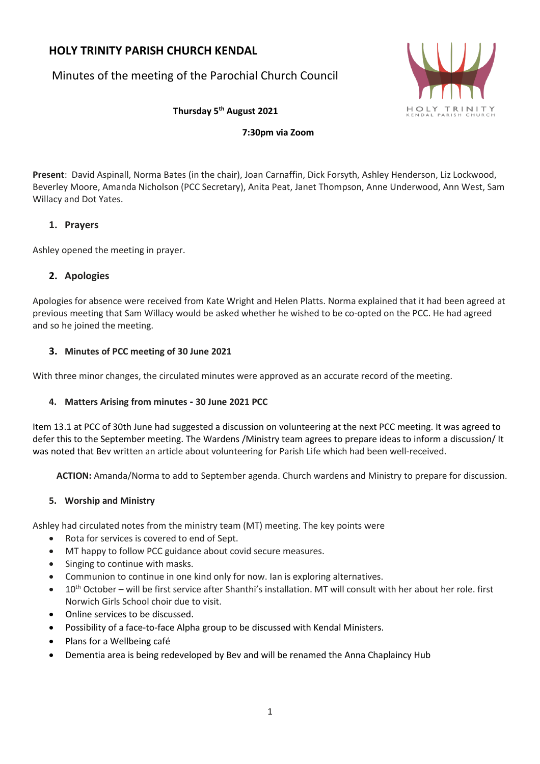# HOLY TRINITY PARISH CHURCH KENDAL

## Minutes of the meeting of the Parochial Church Council

**Thursday 5th August 2021**

**7:30pm via Zoom**

**Present**: David Aspinall, Norma Bates (in the chair), Joan Carnaffin, Dick Forsyth, Ashley Henderson, Liz Lockwood, Beverley Moore, Amanda Nicholson (PCC Secretary), Anita Peat, Janet Thompson, Anne Underwood, Ann West, Sam Willacy and Dot Yates.

### 1. Prayers

Ashley opened the meeting in prayer.

### 2. Apologies

Apologies for absence were received from Kate Wright and Helen Platts. Norma explained that it had been agreed at previous meeting that Sam Willacy would be asked whether he wished to be co-opted on the PCC. He had agreed and so he joined the meeting.

### 3. Minutes of PCC meeting of 30 June 2021

With three minor changes, the circulated minutes were approved as an accurate record of the meeting.

### 4. Matters Arising from minutes - 30 June 2021 PCC

Item 13.1 at PCC of 30th June had suggested a discussion on volunteering at the next PCC meeting. It was agreed to defer this to the September meeting. The Wardens /Ministry team agrees to prepare ideas to inform a discussion/ It was noted that Bev written an article about volunteering for Parish Life which had been well-received.

**ACTION:** Amanda/Norma to add to September agenda. Church wardens and Ministry to prepare for discussion.

### 5. Worship and Ministry

Ashley had circulated notes from the ministry team (MT) meeting. The key points were

- Rota for services is covered to end of Sept.
- MT happy to follow PCC guidance about covid secure measures.
- Singing to continue with masks.
- Communion to continue in one kind only for now. Ian is exploring alternatives.
- 10th October – will be first service after Shanthi's installation. MT will consult with her about her role. first Norwich Girls School choir due to visit.
- Online services to be discussed.
- Possibility of a face-to-face Alpha group to be discussed with Kendal Ministers.
- Plans for a Wellbeing café
- Dementia area is being redeveloped by Bev and will be renamed the Anna Chaplaincy Hub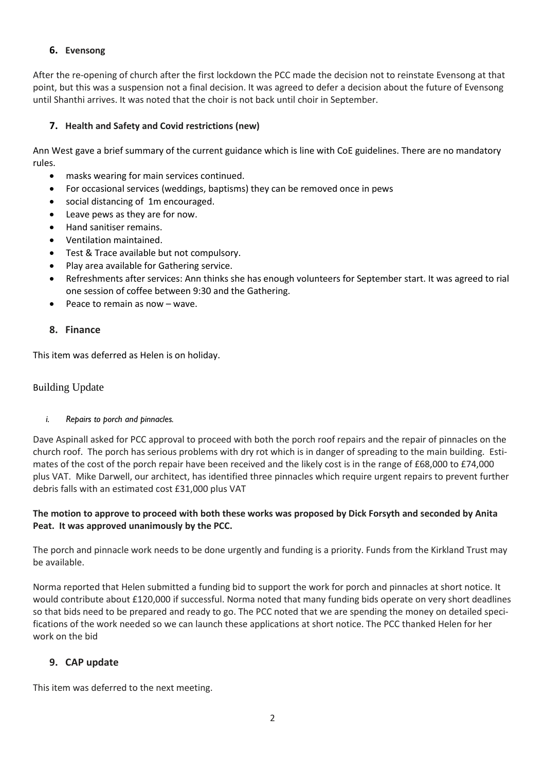## 6. Evensong

After the re-opening of church after the first lockdown the PCC made the decision not to reinstate Evensong at that point, but this was a suspension not a final decision. It was agreed to defer a decision about the future of Evensong until Shanthi arrives. It was noted that the choir is not back until choir in September.

## 7. Health and Safety and Covid restrictions (new)

Ann West gave a brief summary of the current guidance which is line with CoE guidelines. There are no mandatory rules.

- masks wearing for main services continued.
- For occasional services (weddings, baptisms) they can be removed once in pews
- social distancing of 1m encouraged.
- Leave pews as they are for now.
- Hand sanitiser remains.
- Ventilation maintained.
- Test & Trace available but not compulsory.
- Play area available for Gathering service.
- Refreshments after services: Ann thinks she has enough volunteers for September start. It was agreed to rial one session of coffee between 9:30 and the Gathering.
- Peace to remain as now – wave.

## 8. Finance

This item was deferred as Helen is on holiday.

### Building Update

*i. Repairs to porch and pinnacles.*

Dave Aspinall asked for PCC approval to proceed with both the porch roof repairs and the repair of pinnacles on the church roof. The porch has serious problems with dry rot which is in danger of spreading to the main building. Estimates of the cost of the porch repair have been received and the likely cost is in the range of £68,000 to £74,000 plus VAT. Mike Darwell, our architect, has identified three pinnacles which require urgent repairs to prevent further debris falls with an estimated cost £31,000 plus VAT

**The motion to approve to proceed with both these works was proposed by Dick Forsyth and seconded by Anita Peat. It was approved unanimously by the PCC.**

The porch and pinnacle work needs to be done urgently and funding is a priority. Funds from the Kirkland Trust may be available.

Norma reported that Helen submitted a funding bid to support the work for porch and pinnacles at short notice. It would contribute about £120,000 if successful. Norma noted that many funding bids operate on very short deadlines so that bids need to be prepared and ready to go. The PCC noted that we are spending the money on detailed specifications of the work needed so we can launch these applications at short notice. The PCC thanked Helen for her work on the bid

## 9. CAP update

This item was deferred to the next meeting.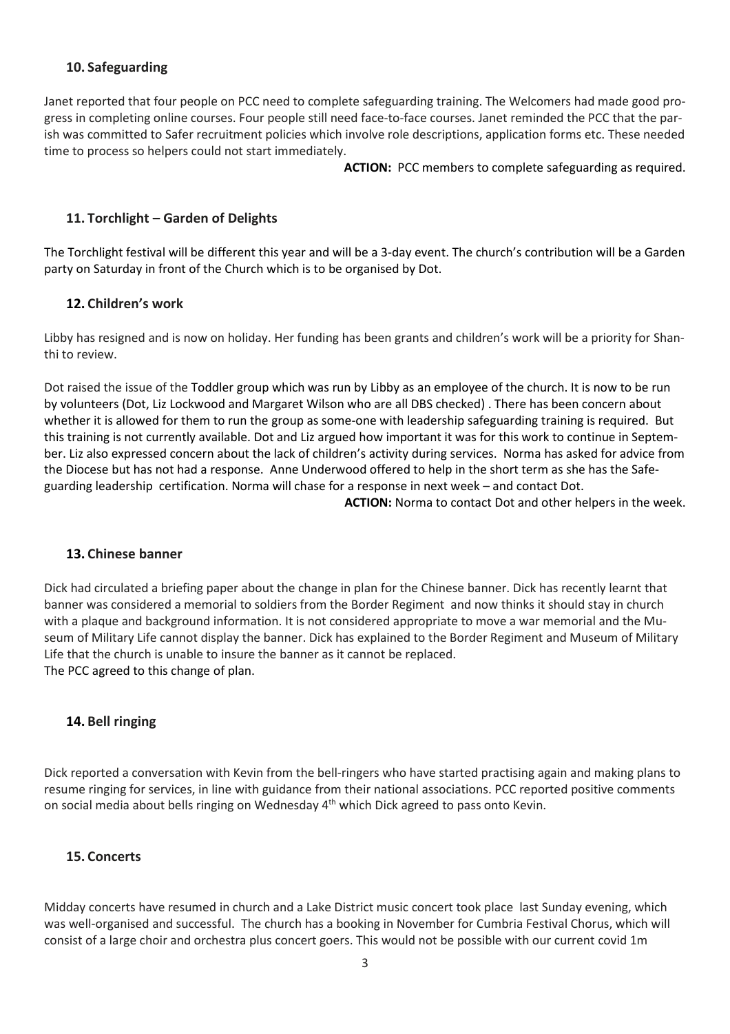## 10. Safeguarding

Janet reported that four people on PCC need to complete safeguarding training. The Welcomers had made good progress in completing online courses. Four people still need face-to-face courses. Janet reminded the PCC that the parish was committed to Safer recruitment policies which involve role descriptions, application forms etc. These needed time to process so helpers could not start immediately.

**ACTION:** PCC members to complete safeguarding as required.

## 11. Torchlight – Garden of Delights

The Torchlight festival will be different this year and will be a 3-day event. The church's contribution will be a Garden party on Saturday in front of the Church which is to be organised by Dot.

## 12. Children's work

Libby has resigned and is now on holiday. Her funding has been grants and children's work will be a priority for Shanthi to review.

Dot raised the issue of the Toddler group which was run by Libby as an employee of the church. It is now to be run by volunteers (Dot, Liz Lockwood and Margaret Wilson who are all DBS checked) . There has been concern about whether it is allowed for them to run the group as some-one with leadership safeguarding training is required. But this training is not currently available. Dot and Liz argued how important it was for this work to continue in September. Liz also expressed concern about the lack of children's activity during services. Norma has asked for advice from the Diocese but has not had a response. Anne Underwood offered to help in the short term as she has the Safeguarding leadership certification. Norma will chase for a response in next week – and contact Dot.

**ACTION:** Norma to contact Dot and other helpers in the week.

## 13. Chinese banner

Dick had circulated a briefing paper about the change in plan for the Chinese banner. Dick has recently learnt that banner was considered a memorial to soldiers from the Border Regiment and now thinks it should stay in church with a plaque and background information. It is not considered appropriate to move a war memorial and the Museum of Military Life cannot display the banner. Dick has explained to the Border Regiment and Museum of Military Life that the church is unable to insure the banner as it cannot be replaced.
The PCC agreed to this change of plan.

## 14. Bell ringing

Dick reported a conversation with Kevin from the bell-ringers who have started practising again and making plans to resume ringing for services, in line with guidance from their national associations. PCC reported positive comments on social media about bells ringing on Wednesday 4th which Dick agreed to pass onto Kevin.

## 15. Concerts

Midday concerts have resumed in church and a Lake District music concert took place last Sunday evening, which was well-organised and successful. The church has a booking in November for Cumbria Festival Chorus, which will consist of a large choir and orchestra plus concert goers. This would not be possible with our current covid 1m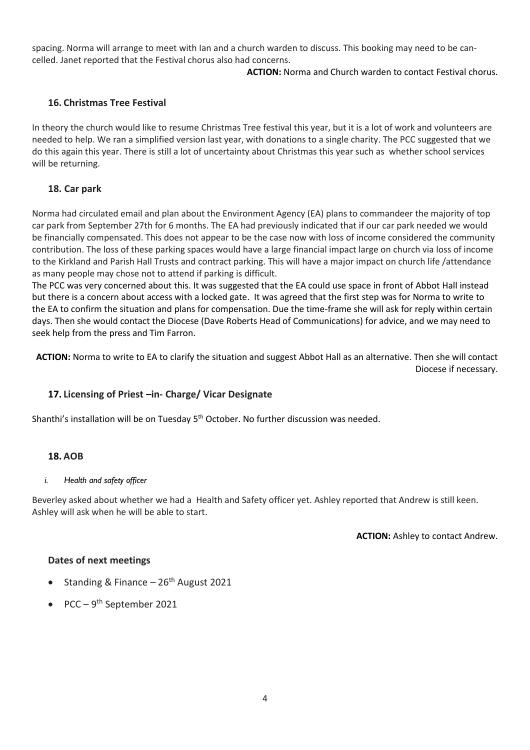spacing. Norma will arrange to meet with Ian and a church warden to discuss. This booking may need to be cancelled. Janet reported that the Festival chorus also had concerns.

**ACTION:** Norma and Church warden to contact Festival chorus.

## 16. Christmas Tree Festival

In theory the church would like to resume Christmas Tree festival this year, but it is a lot of work and volunteers are needed to help. We ran a simplified version last year, with donations to a single charity. The PCC suggested that we do this again this year. There is still a lot of uncertainty about Christmas this year such as whether school services will be returning.

## 18. Car park

Norma had circulated email and plan about the Environment Agency (EA) plans to commandeer the majority of top car park from September 27th for 6 months. The EA had previously indicated that if our car park needed we would be financially compensated. This does not appear to be the case now with loss of income considered the community contribution. The loss of these parking spaces would have a large financial impact large on church via loss of income to the Kirkland and Parish Hall Trusts and contract parking. This will have a major impact on church life /attendance as many people may chose not to attend if parking is difficult.

The PCC was very concerned about this. It was suggested that the EA could use space in front of Abbot Hall instead but there is a concern about access with a locked gate. It was agreed that the first step was for Norma to write to the EA to confirm the situation and plans for compensation. Due the time-frame she will ask for reply within certain days. Then she would contact the Diocese (Dave Roberts Head of Communications) for advice, and we may need to seek help from the press and Tim Farron.

**ACTION:** Norma to write to EA to clarify the situation and suggest Abbot Hall as an alternative. Then she will contact Diocese if necessary.

## 17. Licensing of Priest –in- Charge/ Vicar Designate

Shanthi's installation will be on Tuesday 5th October. No further discussion was needed.

## 18. AOB

*i. Health and safety officer*

Beverley asked about whether we had a Health and Safety officer yet. Ashley reported that Andrew is still keen. Ashley will ask when he will be able to start.

**ACTION:** Ashley to contact Andrew.

## Dates of next meetings

- Standing & Finance – 26th August 2021
- PCC – 9th September 2021